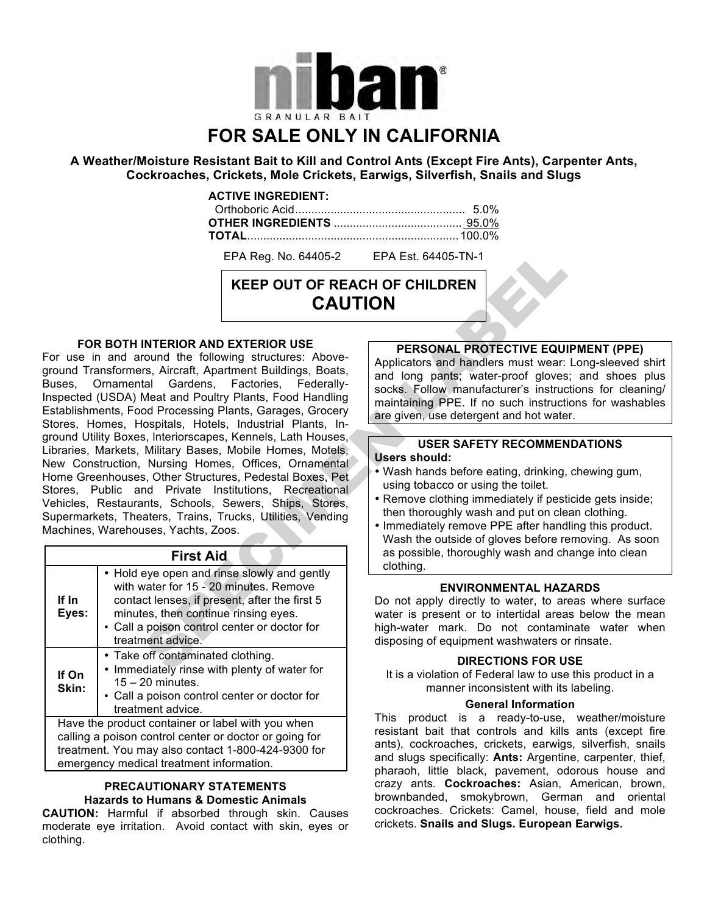# niban®

GRANULAR BAIT

# FOR SALE ONLY IN CALIFORNIA

**A Weather/Moisture Resistant Bait to Kill and Control Ants (Except Fire Ants), Carpenter Ants, Cockroaches, Crickets, Mole Crickets, Earwigs, Silverfish, Snails and Slugs**

**ACTIVE INGREDIENT:**

| | |
|---|---|
| Orthoboric Acid | 5.0% |
| **OTHER INGREDIENTS** | 95.0% |
| **TOTAL** | 100.0% |

EPA Reg. No. 64405-2    EPA Est. 64405-TN-1

**KEEP OUT OF REACH OF CHILDREN**
**CAUTION**

SPECIMEN LABEL

### FOR BOTH INTERIOR AND EXTERIOR USE

For use in and around the following structures: Above-ground Transformers, Aircraft, Apartment Buildings, Boats, Buses, Ornamental Gardens, Factories, Federally-Inspected (USDA) Meat and Poultry Plants, Food Handling Establishments, Food Processing Plants, Garages, Grocery Stores, Homes, Hospitals, Hotels, Industrial Plants, In-ground Utility Boxes, Interiorscapes, Kennels, Lath Houses, Libraries, Markets, Military Bases, Mobile Homes, Motels, New Construction, Nursing Homes, Offices, Ornamental Home Greenhouses, Other Structures, Pedestal Boxes, Pet Stores, Public and Private Institutions, Recreational Vehicles, Restaurants, Schools, Sewers, Ships, Stores, Supermarkets, Theaters, Trains, Trucks, Utilities, Vending Machines, Warehouses, Yachts, Zoos.

| First Aid | |
|---|---|
| **If In Eyes:** | • Hold eye open and rinse slowly and gently with water for 15 - 20 minutes. Remove contact lenses, if present, after the first 5 minutes, then continue rinsing eyes.<br>• Call a poison control center or doctor for treatment advice. |
| **If On Skin:** | • Take off contaminated clothing.<br>• Immediately rinse with plenty of water for 15 – 20 minutes.<br>• Call a poison control center or doctor for treatment advice. |
| Have the product container or label with you when calling a poison control center or doctor or going for treatment. You may also contact 1-800-424-9300 for emergency medical treatment information. | |

### PRECAUTIONARY STATEMENTS

**Hazards to Humans & Domestic Animals**

**CAUTION:** Harmful if absorbed through skin. Causes moderate eye irritation. Avoid contact with skin, eyes or clothing.

### PERSONAL PROTECTIVE EQUIPMENT (PPE)

Applicators and handlers must wear: Long-sleeved shirt and long pants; water-proof gloves; and shoes plus socks. Follow manufacturer's instructions for cleaning/ maintaining PPE. If no such instructions for washables are given, use detergent and hot water.

### USER SAFETY RECOMMENDATIONS

**Users should:**

- Wash hands before eating, drinking, chewing gum, using tobacco or using the toilet.
- Remove clothing immediately if pesticide gets inside; then thoroughly wash and put on clean clothing.
- Immediately remove PPE after handling this product. Wash the outside of gloves before removing. As soon as possible, thoroughly wash and change into clean clothing.

### ENVIRONMENTAL HAZARDS

Do not apply directly to water, to areas where surface water is present or to intertidal areas below the mean high-water mark. Do not contaminate water when disposing of equipment washwaters or rinsate.

### DIRECTIONS FOR USE

It is a violation of Federal law to use this product in a manner inconsistent with its labeling.

**General Information**

This product is a ready-to-use, weather/moisture resistant bait that controls and kills ants (except fire ants), cockroaches, crickets, earwigs, silverfish, snails and slugs specifically: **Ants:** Argentine, carpenter, thief, pharaoh, little black, pavement, odorous house and crazy ants. **Cockroaches:** Asian, American, brown, brownbanded, smokybrown, German and oriental cockroaches. Crickets: Camel, house, field and mole crickets. **Snails and Slugs. European Earwigs.**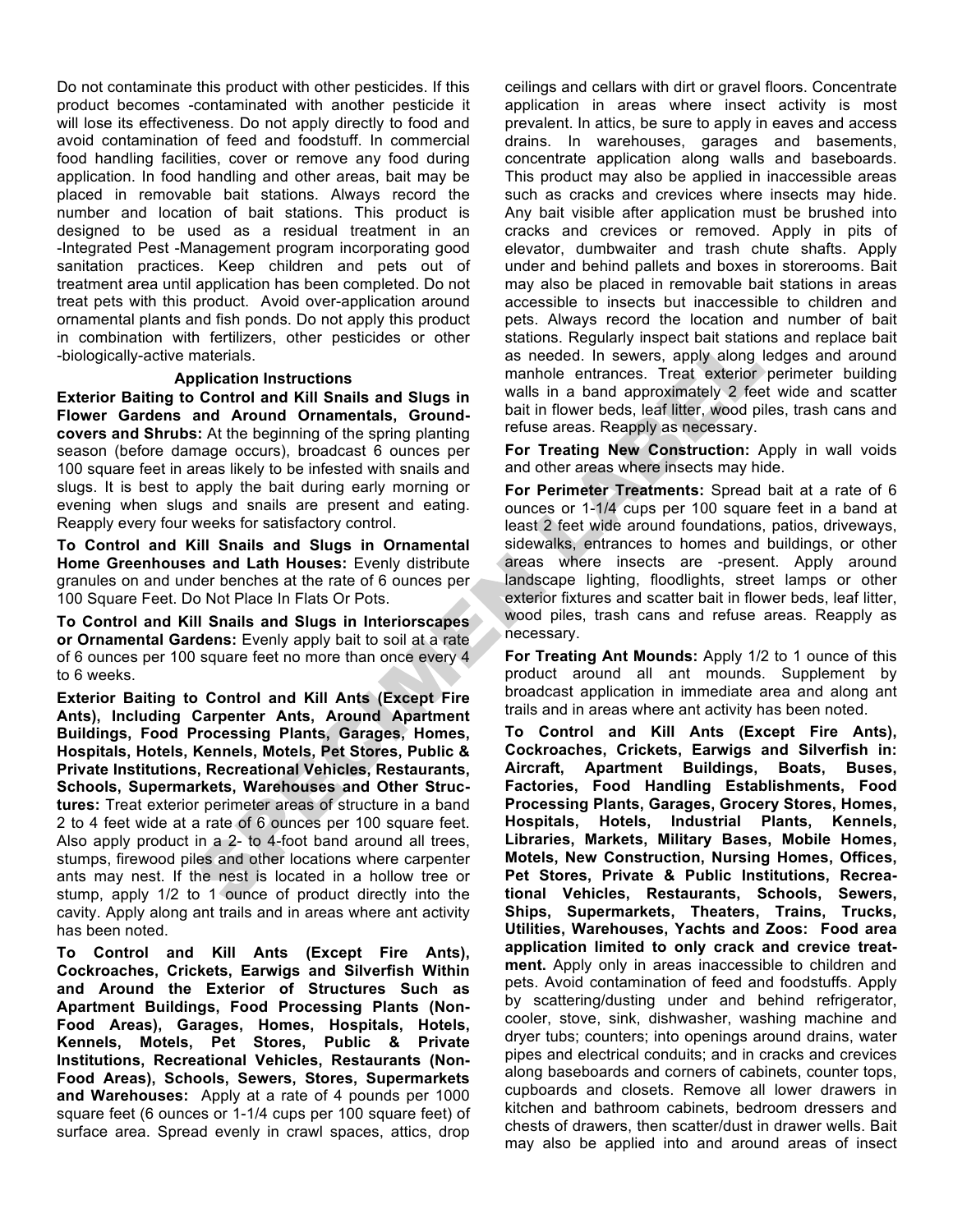Do not contaminate this product with other pesticides. If this product becomes -contaminated with another pesticide it will lose its effectiveness. Do not apply directly to food and avoid contamination of feed and foodstuff. In commercial food handling facilities, cover or remove any food during application. In food handling and other areas, bait may be placed in removable bait stations. Always record the number and location of bait stations. This product is designed to be used as a residual treatment in an -Integrated Pest -Management program incorporating good sanitation practices. Keep children and pets out of treatment area until application has been completed. Do not treat pets with this product. Avoid over-application around ornamental plants and fish ponds. Do not apply this product in combination with fertilizers, other pesticides or other -biologically-active materials.

### Application Instructions

**Exterior Baiting to Control and Kill Snails and Slugs in Flower Gardens and Around Ornamentals, Groundcovers and Shrubs:** At the beginning of the spring planting season (before damage occurs), broadcast 6 ounces per 100 square feet in areas likely to be infested with snails and slugs. It is best to apply the bait during early morning or evening when slugs and snails are present and eating. Reapply every four weeks for satisfactory control.

**To Control and Kill Snails and Slugs in Ornamental Home Greenhouses and Lath Houses:** Evenly distribute granules on and under benches at the rate of 6 ounces per 100 Square Feet. Do Not Place In Flats Or Pots.

**To Control and Kill Snails and Slugs in Interiorscapes or Ornamental Gardens:** Evenly apply bait to soil at a rate of 6 ounces per 100 square feet no more than once every 4 to 6 weeks.

**Exterior Baiting to Control and Kill Ants (Except Fire Ants), Including Carpenter Ants, Around Apartment Buildings, Food Processing Plants, Garages, Homes, Hospitals, Hotels, Kennels, Motels, Pet Stores, Public & Private Institutions, Recreational Vehicles, Restaurants, Schools, Supermarkets, Warehouses and Other Structures:** Treat exterior perimeter areas of structure in a band 2 to 4 feet wide at a rate of 6 ounces per 100 square feet. Also apply product in a 2- to 4-foot band around all trees, stumps, firewood piles and other locations where carpenter ants may nest. If the nest is located in a hollow tree or stump, apply 1/2 to 1 ounce of product directly into the cavity. Apply along ant trails and in areas where ant activity has been noted.

**To Control and Kill Ants (Except Fire Ants), Cockroaches, Crickets, Earwigs and Silverfish Within and Around the Exterior of Structures Such as Apartment Buildings, Food Processing Plants (Non-Food Areas), Garages, Homes, Hospitals, Hotels, Kennels, Motels, Pet Stores, Public & Private Institutions, Recreational Vehicles, Restaurants (Non-Food Areas), Schools, Sewers, Stores, Supermarkets and Warehouses:** Apply at a rate of 4 pounds per 1000 square feet (6 ounces or 1-1/4 cups per 100 square feet) of surface area. Spread evenly in crawl spaces, attics, drop ceilings and cellars with dirt or gravel floors. Concentrate application in areas where insect activity is most prevalent. In attics, be sure to apply in eaves and access drains. In warehouses, garages and basements, concentrate application along walls and baseboards. This product may also be applied in inaccessible areas such as cracks and crevices where insects may hide. Any bait visible after application must be brushed into cracks and crevices or removed. Apply in pits of elevator, dumbwaiter and trash chute shafts. Apply under and behind pallets and boxes in storerooms. Bait may also be placed in removable bait stations in areas accessible to insects but inaccessible to children and pets. Always record the location and number of bait stations. Regularly inspect bait stations and replace bait as needed. In sewers, apply along ledges and around manhole entrances. Treat exterior perimeter building walls in a band approximately 2 feet wide and scatter bait in flower beds, leaf litter, wood piles, trash cans and refuse areas. Reapply as necessary.

**For Treating New Construction:** Apply in wall voids and other areas where insects may hide.

**For Perimeter Treatments:** Spread bait at a rate of 6 ounces or 1-1/4 cups per 100 square feet in a band at least 2 feet wide around foundations, patios, driveways, sidewalks, entrances to homes and buildings, or other areas where insects are -present. Apply around landscape lighting, floodlights, street lamps or other exterior fixtures and scatter bait in flower beds, leaf litter, wood piles, trash cans and refuse areas. Reapply as necessary.

**For Treating Ant Mounds:** Apply 1/2 to 1 ounce of this product around all ant mounds. Supplement by broadcast application in immediate area and along ant trails and in areas where ant activity has been noted.

**To Control and Kill Ants (Except Fire Ants), Cockroaches, Crickets, Earwigs and Silverfish in: Aircraft, Apartment Buildings, Boats, Buses, Factories, Food Handling Establishments, Food Processing Plants, Garages, Grocery Stores, Homes, Hospitals, Hotels, Industrial Plants, Kennels, Libraries, Markets, Military Bases, Mobile Homes, Motels, New Construction, Nursing Homes, Offices, Pet Stores, Private & Public Institutions, Recreational Vehicles, Restaurants, Schools, Sewers, Ships, Supermarkets, Theaters, Trains, Trucks, Utilities, Warehouses, Yachts and Zoos: Food area application limited to only crack and crevice treatment.** Apply only in areas inaccessible to children and pets. Avoid contamination of feed and foodstuffs. Apply by scattering/dusting under and behind refrigerator, cooler, stove, sink, dishwasher, washing machine and dryer tubs; counters; into openings around drains, water pipes and electrical conduits; and in cracks and crevices along baseboards and corners of cabinets, counter tops, cupboards and closets. Remove all lower drawers in kitchen and bathroom cabinets, bedroom dressers and chests of drawers, then scatter/dust in drawer wells. Bait may also be applied into and around areas of insect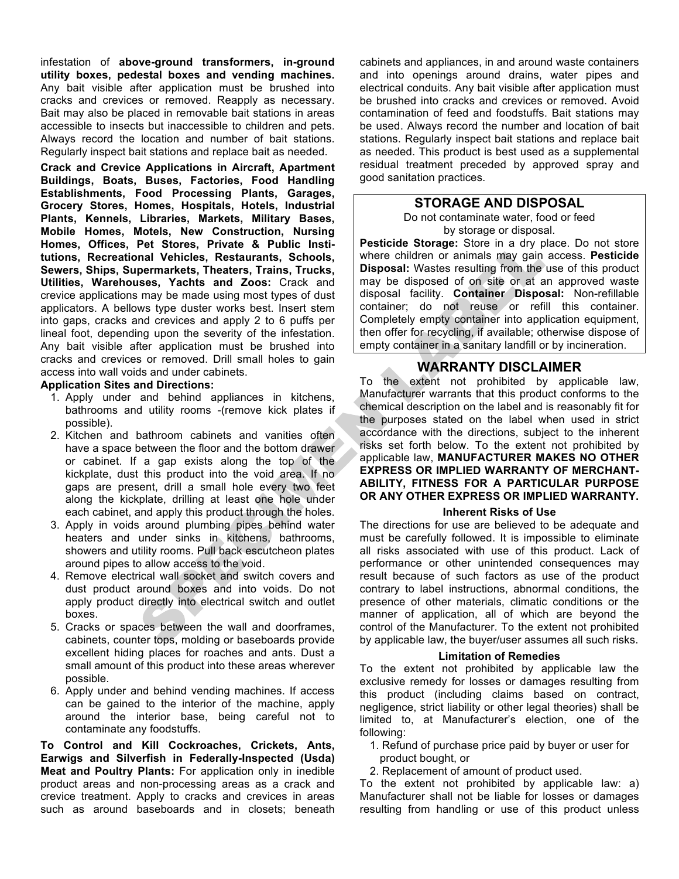infestation of **above-ground transformers, in-ground utility boxes, pedestal boxes and vending machines.** Any bait visible after application must be brushed into cracks and crevices or removed. Reapply as necessary. Bait may also be placed in removable bait stations in areas accessible to insects but inaccessible to children and pets. Always record the location and number of bait stations. Regularly inspect bait stations and replace bait as needed.

**Crack and Crevice Applications in Aircraft, Apartment Buildings, Boats, Buses, Factories, Food Handling Establishments, Food Processing Plants, Garages, Grocery Stores, Homes, Hospitals, Hotels, Industrial Plants, Kennels, Libraries, Markets, Military Bases, Mobile Homes, Motels, New Construction, Nursing Homes, Offices, Pet Stores, Private & Public Institutions, Recreational Vehicles, Restaurants, Schools, Sewers, Ships, Supermarkets, Theaters, Trains, Trucks, Utilities, Warehouses, Yachts and Zoos:** Crack and crevice applications may be made using most types of dust applicators. A bellows type duster works best. Insert stem into gaps, cracks and crevices and apply 2 to 6 puffs per lineal foot, depending upon the severity of the infestation. Any bait visible after application must be brushed into cracks and crevices or removed. Drill small holes to gain access into wall voids and under cabinets.

**Application Sites and Directions:**

1. Apply under and behind appliances in kitchens, bathrooms and utility rooms -(remove kick plates if possible).
2. Kitchen and bathroom cabinets and vanities often have a space between the floor and the bottom drawer or cabinet. If a gap exists along the top of the kickplate, dust this product into the void area. If no gaps are present, drill a small hole every two feet along the kickplate, drilling at least one hole under each cabinet, and apply this product through the holes.
3. Apply in voids around plumbing pipes behind water heaters and under sinks in kitchens, bathrooms, showers and utility rooms. Pull back escutcheon plates around pipes to allow access to the void.
4. Remove electrical wall socket and switch covers and dust product around boxes and into voids. Do not apply product directly into electrical switch and outlet boxes.
5. Cracks or spaces between the wall and doorframes, cabinets, counter tops, molding or baseboards provide excellent hiding places for roaches and ants. Dust a small amount of this product into these areas wherever possible.
6. Apply under and behind vending machines. If access can be gained to the interior of the machine, apply around the interior base, being careful not to contaminate any foodstuffs.

**To Control and Kill Cockroaches, Crickets, Ants, Earwigs and Silverfish in Federally-Inspected (Usda) Meat and Poultry Plants:** For application only in inedible product areas and non-processing areas as a crack and crevice treatment. Apply to cracks and crevices in areas such as around baseboards and in closets; beneath cabinets and appliances, in and around waste containers and into openings around drains, water pipes and electrical conduits. Any bait visible after application must be brushed into cracks and crevices or removed. Avoid contamination of feed and foodstuffs. Bait stations may be used. Always record the number and location of bait stations. Regularly inspect bait stations and replace bait as needed. This product is best used as a supplemental residual treatment preceded by approved spray and good sanitation practices.

## STORAGE AND DISPOSAL

Do not contaminate water, food or feed by storage or disposal.

**Pesticide Storage:** Store in a dry place. Do not store where children or animals may gain access. **Pesticide Disposal:** Wastes resulting from the use of this product may be disposed of on site or at an approved waste disposal facility. **Container Disposal:** Non-refillable container; do not reuse or refill this container. Completely empty container into application equipment, then offer for recycling, if available; otherwise dispose of empty container in a sanitary landfill or by incineration.

## WARRANTY DISCLAIMER

To the extent not prohibited by applicable law, Manufacturer warrants that this product conforms to the chemical description on the label and is reasonably fit for the purposes stated on the label when used in strict accordance with the directions, subject to the inherent risks set forth below. To the extent not prohibited by applicable law, **MANUFACTURER MAKES NO OTHER EXPRESS OR IMPLIED WARRANTY OF MERCHANTABILITY, FITNESS FOR A PARTICULAR PURPOSE OR ANY OTHER EXPRESS OR IMPLIED WARRANTY.**

### Inherent Risks of Use

The directions for use are believed to be adequate and must be carefully followed. It is impossible to eliminate all risks associated with use of this product. Lack of performance or other unintended consequences may result because of such factors as use of the product contrary to label instructions, abnormal conditions, the presence of other materials, climatic conditions or the manner of application, all of which are beyond the control of the Manufacturer. To the extent not prohibited by applicable law, the buyer/user assumes all such risks.

### Limitation of Remedies

To the extent not prohibited by applicable law the exclusive remedy for losses or damages resulting from this product (including claims based on contract, negligence, strict liability or other legal theories) shall be limited to, at Manufacturer's election, one of the following:

1. Refund of purchase price paid by buyer or user for product bought, or
2. Replacement of amount of product used.

To the extent not prohibited by applicable law: a) Manufacturer shall not be liable for losses or damages resulting from handling or use of this product unless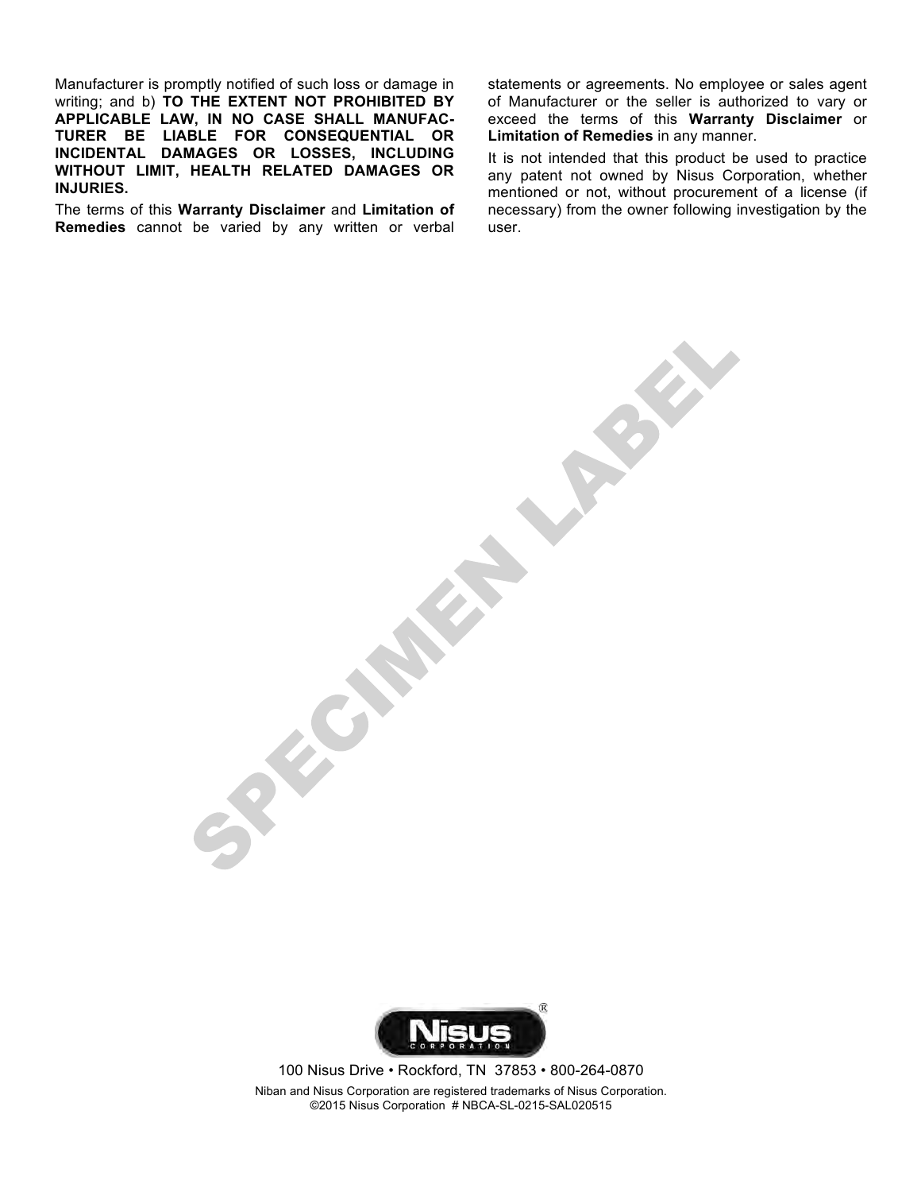Manufacturer is promptly notified of such loss or damage in writing; and b) **TO THE EXTENT NOT PROHIBITED BY APPLICABLE LAW, IN NO CASE SHALL MANUFACTURER BE LIABLE FOR CONSEQUENTIAL OR INCIDENTAL DAMAGES OR LOSSES, INCLUDING WITHOUT LIMIT, HEALTH RELATED DAMAGES OR INJURIES.**

The terms of this **Warranty Disclaimer** and **Limitation of Remedies** cannot be varied by any written or verbal statements or agreements. No employee or sales agent of Manufacturer or the seller is authorized to vary or exceed the terms of this **Warranty Disclaimer** or **Limitation of Remedies** in any manner.

It is not intended that this product be used to practice any patent not owned by Nisus Corporation, whether mentioned or not, without procurement of a license (if necessary) from the owner following investigation by the user.

SPECIMEN LABEL

Nisus Corporation®

100 Nisus Drive • Rockford, TN 37853 • 800-264-0870

Niban and Nisus Corporation are registered trademarks of Nisus Corporation.
©2015 Nisus Corporation # NBCA-SL-0215-SAL020515